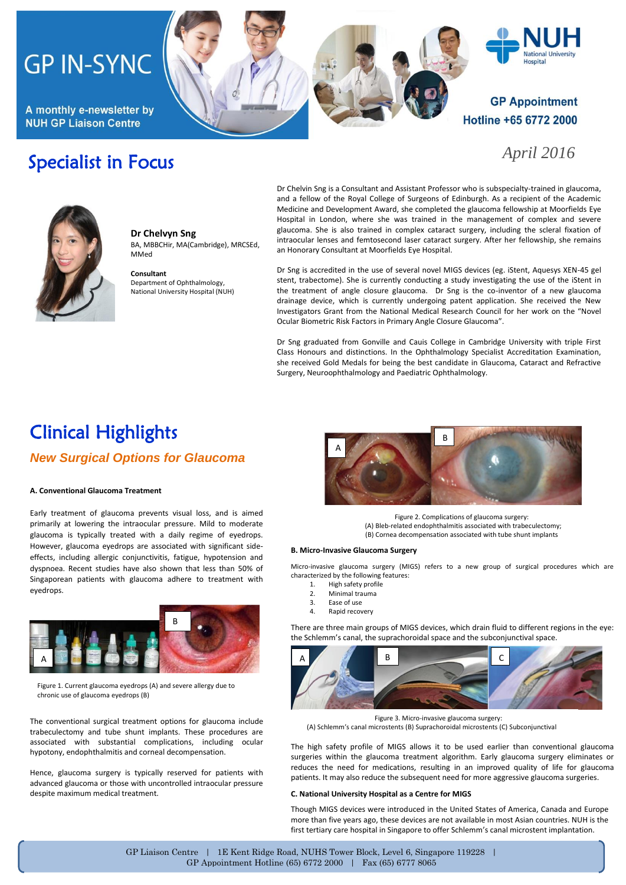# GP IN-SYNC

A monthly e-newsletter by NUH GP Liaison Centre

GP Appointment Hotline +65 6772 2000

*April 2016*

## Specialist in Focus

**Dr Chelvyn Sng**
BA, MBBChir, MA(Cambridge), MRCSEd, MMed

**Consultant**
Department of Ophthalmology, National University Hospital (NUH)

Dr Chelvin Sng is a Consultant and Assistant Professor who is subspecialty-trained in glaucoma, and a fellow of the Royal College of Surgeons of Edinburgh. As a recipient of the Academic Medicine and Development Award, she completed the glaucoma fellowship at Moorfields Eye Hospital in London, where she was trained in the management of complex and severe glaucoma. She is also trained in complex cataract surgery, including the scleral fixation of intraocular lenses and femtosecond laser cataract surgery. After her fellowship, she remains an Honorary Consultant at Moorfields Eye Hospital.

Dr Sng is accredited in the use of several novel MIGS devices (eg. iStent, Aquesys XEN-45 gel stent, trabectome). She is currently conducting a study investigating the use of the iStent in the treatment of angle closure glaucoma. Dr Sng is the co-inventor of a new glaucoma drainage device, which is currently undergoing patent application. She received the New Investigators Grant from the National Medical Research Council for her work on the "Novel Ocular Biometric Risk Factors in Primary Angle Closure Glaucoma".

Dr Sng graduated from Gonville and Cauis College in Cambridge University with triple First Class Honours and distinctions. In the Ophthalmology Specialist Accreditation Examination, she received Gold Medals for being the best candidate in Glaucoma, Cataract and Refractive Surgery, Neuroophthalmology and Paediatric Ophthalmology.

## Clinical Highlights

### *New Surgical Options for Glaucoma*

**A. Conventional Glaucoma Treatment**

Early treatment of glaucoma prevents visual loss, and is aimed primarily at lowering the intraocular pressure. Mild to moderate glaucoma is typically treated with a daily regime of eyedrops. However, glaucoma eyedrops are associated with significant side-effects, including allergic conjunctivitis, fatigue, hypotension and dyspnoea. Recent studies have also shown that less than 50% of Singaporean patients with glaucoma adhere to treatment with eyedrops.

Figure 1. Current glaucoma eyedrops (A) and severe allergy due to chronic use of glaucoma eyedrops (B)

The conventional surgical treatment options for glaucoma include trabeculectomy and tube shunt implants. These procedures are associated with substantial complications, including ocular hypotony, endophthalmitis and corneal decompensation.

Hence, glaucoma surgery is typically reserved for patients with advanced glaucoma or those with uncontrolled intraocular pressure despite maximum medical treatment.

Figure 2. Complications of glaucoma surgery:
(A) Bleb-related endophthalmitis associated with trabeculectomy;
(B) Cornea decompensation associated with tube shunt implants

**B. Micro-Invasive Glaucoma Surgery**

Micro-invasive glaucoma surgery (MIGS) refers to a new group of surgical procedures which are characterized by the following features:

1. High safety profile
2. Minimal trauma
3. Ease of use
4. Rapid recovery

There are three main groups of MIGS devices, which drain fluid to different regions in the eye: the Schlemm's canal, the suprachoroidal space and the subconjunctival space.

Figure 3. Micro-invasive glaucoma surgery:
(A) Schlemm's canal microstents (B) Suprachoroidal microstents (C) Subconjunctival

The high safety profile of MIGS allows it to be used earlier than conventional glaucoma surgeries within the glaucoma treatment algorithm. Early glaucoma surgery eliminates or reduces the need for medications, resulting in an improved quality of life for glaucoma patients. It may also reduce the subsequent need for more aggressive glaucoma surgeries.

**C. National University Hospital as a Centre for MIGS**

Though MIGS devices were introduced in the United States of America, Canada and Europe more than five years ago, these devices are not available in most Asian countries. NUH is the first tertiary care hospital in Singapore to offer Schlemm's canal microstent implantation.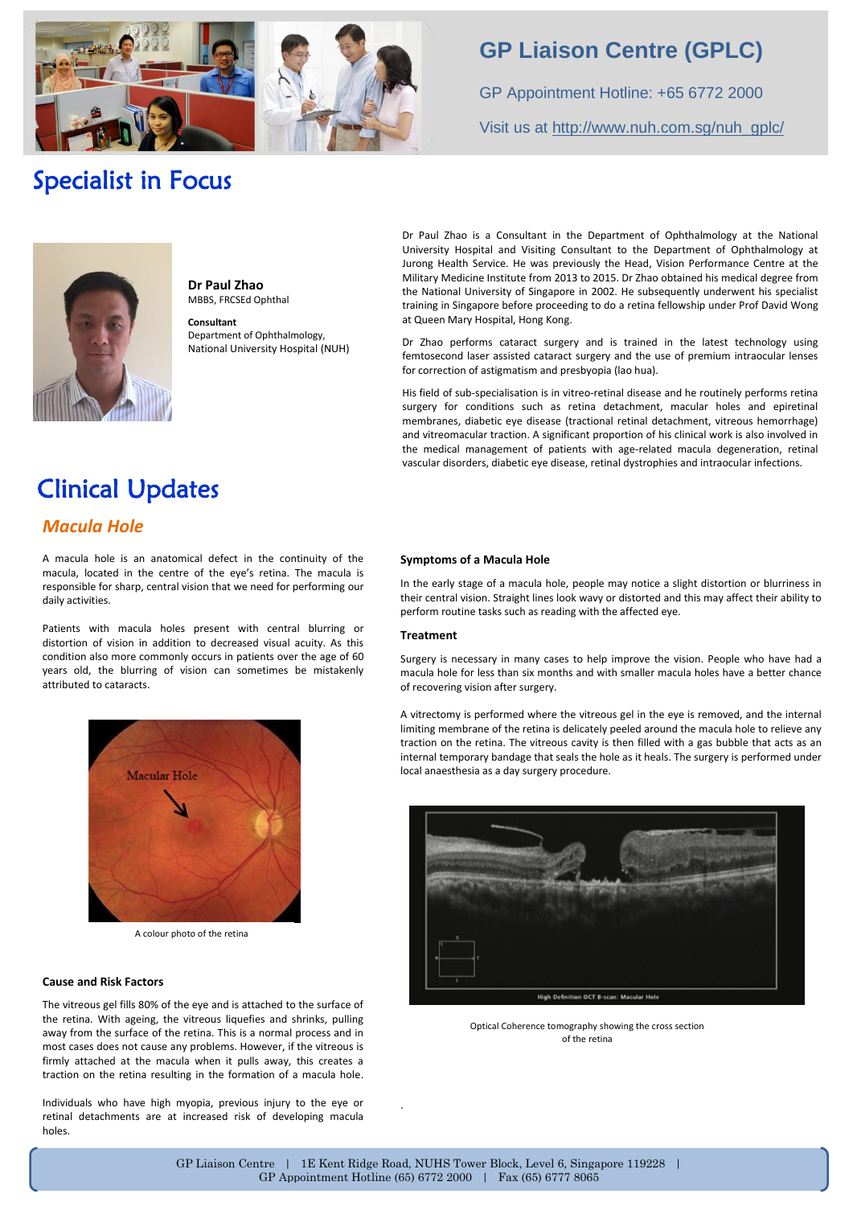# GP Liaison Centre (GPLC)

GP Appointment Hotline: +65 6772 2000

Visit us at http://www.nuh.com.sg/nuh_gplc/

# Specialist in Focus

**Dr Paul Zhao**
MBBS, FRCSEd Ophthal

**Consultant**
Department of Ophthalmology,
National University Hospital (NUH)

Dr Paul Zhao is a Consultant in the Department of Ophthalmology at the National University Hospital and Visiting Consultant to the Department of Ophthalmology at Jurong Health Service. He was previously the Head, Vision Performance Centre at the Military Medicine Institute from 2013 to 2015. Dr Zhao obtained his medical degree from the National University of Singapore in 2002. He subsequently underwent his specialist training in Singapore before proceeding to do a retina fellowship under Prof David Wong at Queen Mary Hospital, Hong Kong.

Dr Zhao performs cataract surgery and is trained in the latest technology using femtosecond laser assisted cataract surgery and the use of premium intraocular lenses for correction of astigmatism and presbyopia (lao hua).

His field of sub-specialisation is in vitreo-retinal disease and he routinely performs retina surgery for conditions such as retina detachment, macular holes and epiretinal membranes, diabetic eye disease (tractional retinal detachment, vitreous hemorrhage) and vitreomacular traction. A significant proportion of his clinical work is also involved in the medical management of patients with age-related macula degeneration, retinal vascular disorders, diabetic eye disease, retinal dystrophies and intraocular infections.

# Clinical Updates

## *Macula Hole*

A macula hole is an anatomical defect in the continuity of the macula, located in the centre of the eye's retina. The macula is responsible for sharp, central vision that we need for performing our daily activities.

Patients with macula holes present with central blurring or distortion of vision in addition to decreased visual acuity. As this condition also more commonly occurs in patients over the age of 60 years old, the blurring of vision can sometimes be mistakenly attributed to cataracts.

A colour photo of the retina

### Cause and Risk Factors

The vitreous gel fills 80% of the eye and is attached to the surface of the retina. With ageing, the vitreous liquefies and shrinks, pulling away from the surface of the retina. This is a normal process and in most cases does not cause any problems. However, if the vitreous is firmly attached at the macula when it pulls away, this creates a traction on the retina resulting in the formation of a macula hole.

Individuals who have high myopia, previous injury to the eye or retinal detachments are at increased risk of developing macula holes.

### Symptoms of a Macula Hole

In the early stage of a macula hole, people may notice a slight distortion or blurriness in their central vision. Straight lines look wavy or distorted and this may affect their ability to perform routine tasks such as reading with the affected eye.

### Treatment

Surgery is necessary in many cases to help improve the vision. People who have had a macula hole for less than six months and with smaller macula holes have a better chance of recovering vision after surgery.

A vitrectomy is performed where the vitreous gel in the eye is removed, and the internal limiting membrane of the retina is delicately peeled around the macula hole to relieve any traction on the retina. The vitreous cavity is then filled with a gas bubble that acts as an internal temporary bandage that seals the hole as it heals. The surgery is performed under local anaesthesia as a day surgery procedure.

Optical Coherence tomography showing the cross section of the retina

GP Liaison Centre | 1E Kent Ridge Road, NUHS Tower Block, Level 6, Singapore 119228 | GP Appointment Hotline (65) 6772 2000 | Fax (65) 6777 8065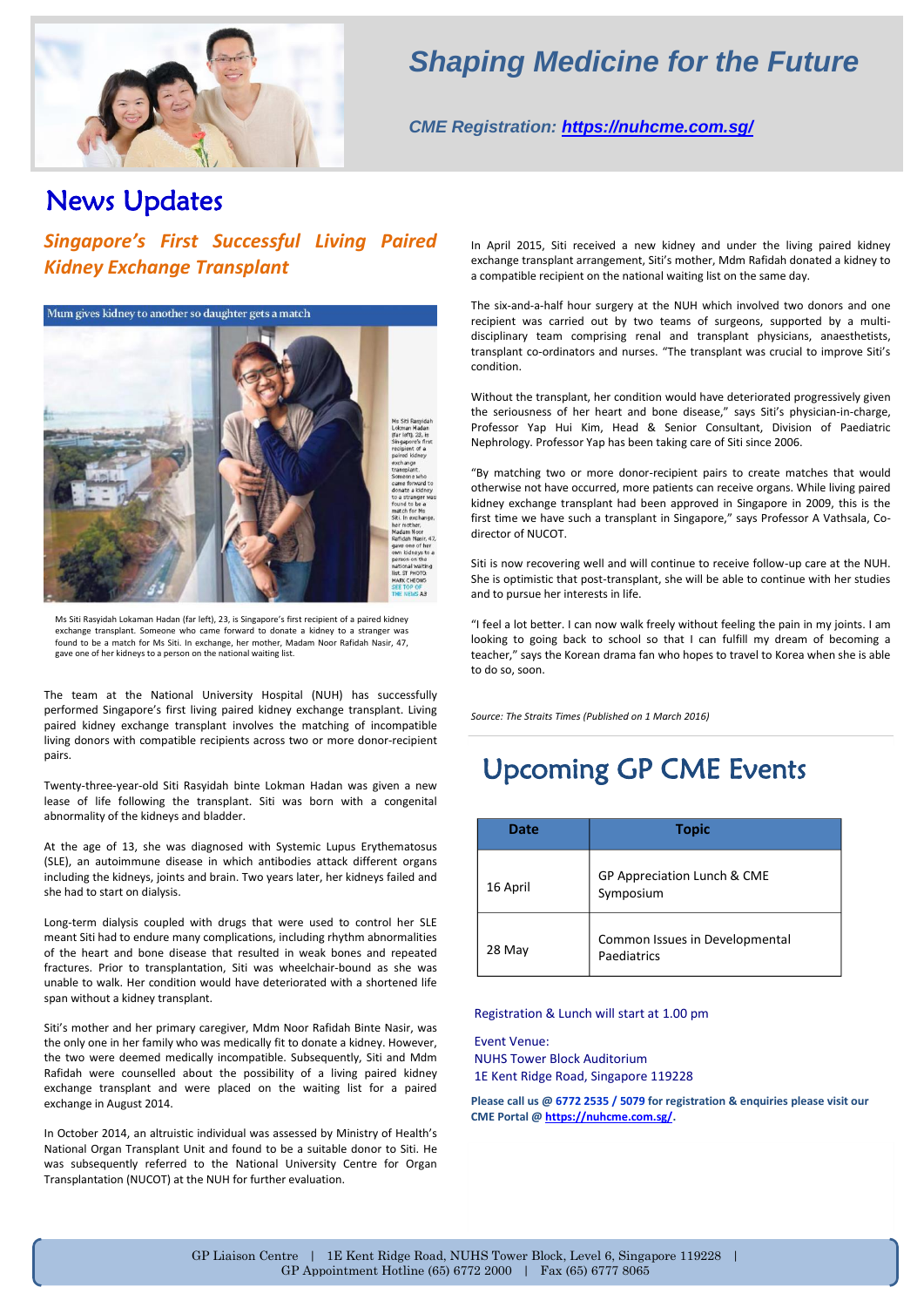# Shaping Medicine for the Future

*CME Registration: https://nuhcme.com.sg/*

## News Updates

### Singapore's First Successful Living Paired Kidney Exchange Transplant

Mum gives kidney to another so daughter gets a match

Ms Siti Rasyidah Lokman Hadan (far left), 23, is Singapore's first recipient of a paired kidney exchange transplant. Someone who came forward to donate a kidney to a stranger was found to be a match for Ms Siti. In exchange, her mother, Madam Noor Rafidah Nasir, 47, gave one of her kidneys to a person on the national waiting list.

The team at the National University Hospital (NUH) has successfully performed Singapore's first living paired kidney exchange transplant. Living paired kidney exchange transplant involves the matching of incompatible living donors with compatible recipients across two or more donor-recipient pairs.

Twenty-three-year-old Siti Rasyidah binte Lokman Hadan was given a new lease of life following the transplant. Siti was born with a congenital abnormality of the kidneys and bladder.

At the age of 13, she was diagnosed with Systemic Lupus Erythematosus (SLE), an autoimmune disease in which antibodies attack different organs including the kidneys, joints and brain. Two years later, her kidneys failed and she had to start on dialysis.

Long-term dialysis coupled with drugs that were used to control her SLE meant Siti had to endure many complications, including rhythm abnormalities of the heart and bone disease that resulted in weak bones and repeated fractures. Prior to transplantation, Siti was wheelchair-bound as she was unable to walk. Her condition would have deteriorated with a shortened life span without a kidney transplant.

Siti's mother and her primary caregiver, Mdm Noor Rafidah Binte Nasir, was the only one in her family who was medically fit to donate a kidney. However, the two were deemed medically incompatible. Subsequently, Siti and Mdm Rafidah were counselled about the possibility of a living paired kidney exchange transplant and were placed on the waiting list for a paired exchange in August 2014.

In October 2014, an altruistic individual was assessed by Ministry of Health's National Organ Transplant Unit and found to be a suitable donor to Siti. He was subsequently referred to the National University Centre for Organ Transplantation (NUCOT) at the NUH for further evaluation.

In April 2015, Siti received a new kidney and under the living paired kidney exchange transplant arrangement, Siti's mother, Mdm Rafidah donated a kidney to a compatible recipient on the national waiting list on the same day.

The six-and-a-half hour surgery at the NUH which involved two donors and one recipient was carried out by two teams of surgeons, supported by a multi-disciplinary team comprising renal and transplant physicians, anaesthetists, transplant co-ordinators and nurses. "The transplant was crucial to improve Siti's condition.

Without the transplant, her condition would have deteriorated progressively given the seriousness of her heart and bone disease," says Siti's physician-in-charge, Professor Yap Hui Kim, Head & Senior Consultant, Division of Paediatric Nephrology. Professor Yap has been taking care of Siti since 2006.

"By matching two or more donor-recipient pairs to create matches that would otherwise not have occurred, more patients can receive organs. While living paired kidney exchange transplant had been approved in Singapore in 2009, this is the first time we have such a transplant in Singapore," says Professor A Vathsala, Co-director of NUCOT.

Siti is now recovering well and will continue to receive follow-up care at the NUH. She is optimistic that post-transplant, she will be able to continue with her studies and to pursue her interests in life.

"I feel a lot better. I can now walk freely without feeling the pain in my joints. I am looking to going back to school so that I can fulfill my dream of becoming a teacher," says the Korean drama fan who hopes to travel to Korea when she is able to do so, soon.

*Source: The Straits Times (Published on 1 March 2016)*

## Upcoming GP CME Events

| Date | Topic |
|---|---|
| 16 April | GP Appreciation Lunch & CME Symposium |
| 28 May | Common Issues in Developmental Paediatrics |

Registration & Lunch will start at 1.00 pm

Event Venue:
NUHS Tower Block Auditorium
1E Kent Ridge Road, Singapore 119228

**Please call us @ 6772 2535 / 5079 for registration & enquiries please visit our CME Portal @ https://nuhcme.com.sg/.**

GP Liaison Centre | 1E Kent Ridge Road, NUHS Tower Block, Level 6, Singapore 119228 |
GP Appointment Hotline (65) 6772 2000 | Fax (65) 6777 8065